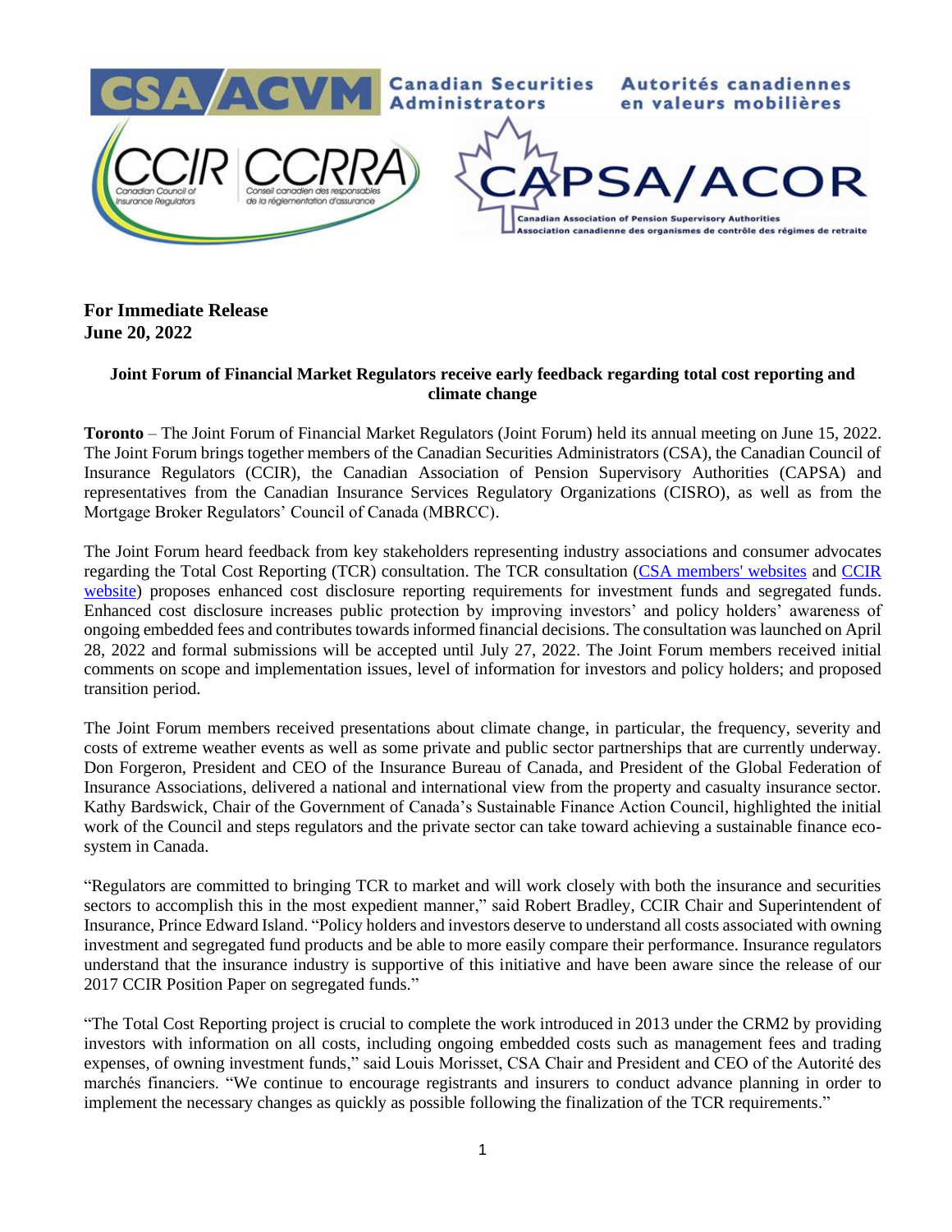**For Immediate Release**
**June 20, 2022**

**Joint Forum of Financial Market Regulators receive early feedback regarding total cost reporting and climate change**

**Toronto** – The Joint Forum of Financial Market Regulators (Joint Forum) held its annual meeting on June 15, 2022. The Joint Forum brings together members of the Canadian Securities Administrators (CSA), the Canadian Council of Insurance Regulators (CCIR), the Canadian Association of Pension Supervisory Authorities (CAPSA) and representatives from the Canadian Insurance Services Regulatory Organizations (CISRO), as well as from the Mortgage Broker Regulators' Council of Canada (MBRCC).

The Joint Forum heard feedback from key stakeholders representing industry associations and consumer advocates regarding the Total Cost Reporting (TCR) consultation. The TCR consultation (CSA members' websites and CCIR website) proposes enhanced cost disclosure reporting requirements for investment funds and segregated funds. Enhanced cost disclosure increases public protection by improving investors' and policy holders' awareness of ongoing embedded fees and contributes towards informed financial decisions. The consultation was launched on April 28, 2022 and formal submissions will be accepted until July 27, 2022. The Joint Forum members received initial comments on scope and implementation issues, level of information for investors and policy holders; and proposed transition period.

The Joint Forum members received presentations about climate change, in particular, the frequency, severity and costs of extreme weather events as well as some private and public sector partnerships that are currently underway. Don Forgeron, President and CEO of the Insurance Bureau of Canada, and President of the Global Federation of Insurance Associations, delivered a national and international view from the property and casualty insurance sector. Kathy Bardswick, Chair of the Government of Canada's Sustainable Finance Action Council, highlighted the initial work of the Council and steps regulators and the private sector can take toward achieving a sustainable finance eco-system in Canada.

"Regulators are committed to bringing TCR to market and will work closely with both the insurance and securities sectors to accomplish this in the most expedient manner," said Robert Bradley, CCIR Chair and Superintendent of Insurance, Prince Edward Island. "Policy holders and investors deserve to understand all costs associated with owning investment and segregated fund products and be able to more easily compare their performance. Insurance regulators understand that the insurance industry is supportive of this initiative and have been aware since the release of our 2017 CCIR Position Paper on segregated funds."

"The Total Cost Reporting project is crucial to complete the work introduced in 2013 under the CRM2 by providing investors with information on all costs, including ongoing embedded costs such as management fees and trading expenses, of owning investment funds," said Louis Morisset, CSA Chair and President and CEO of the Autorité des marchés financiers. "We continue to encourage registrants and insurers to conduct advance planning in order to implement the necessary changes as quickly as possible following the finalization of the TCR requirements."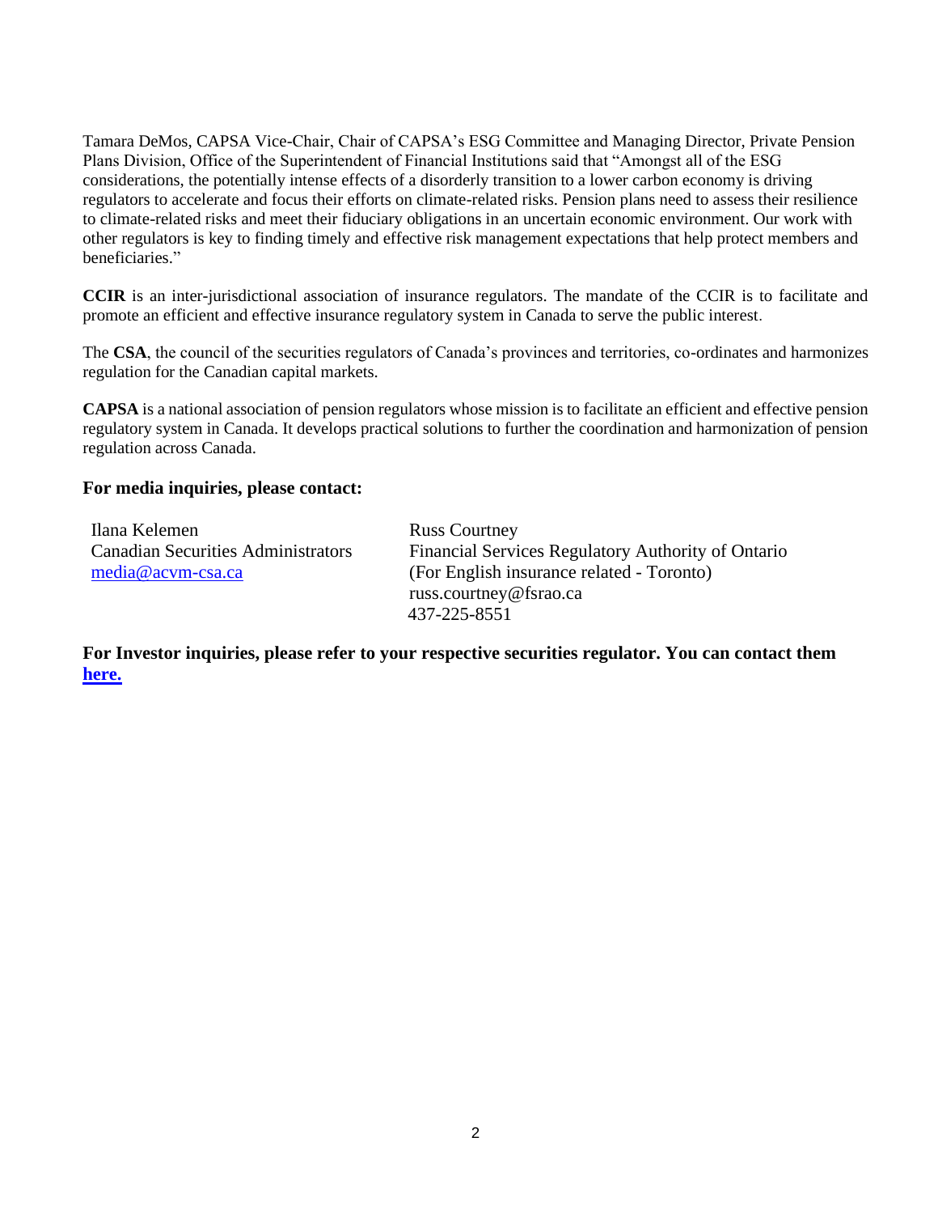Tamara DeMos, CAPSA Vice-Chair, Chair of CAPSA's ESG Committee and Managing Director, Private Pension Plans Division, Office of the Superintendent of Financial Institutions said that "Amongst all of the ESG considerations, the potentially intense effects of a disorderly transition to a lower carbon economy is driving regulators to accelerate and focus their efforts on climate-related risks. Pension plans need to assess their resilience to climate-related risks and meet their fiduciary obligations in an uncertain economic environment. Our work with other regulators is key to finding timely and effective risk management expectations that help protect members and beneficiaries."

**CCIR** is an inter-jurisdictional association of insurance regulators. The mandate of the CCIR is to facilitate and promote an efficient and effective insurance regulatory system in Canada to serve the public interest.

The **CSA**, the council of the securities regulators of Canada's provinces and territories, co-ordinates and harmonizes regulation for the Canadian capital markets.

**CAPSA** is a national association of pension regulators whose mission is to facilitate an efficient and effective pension regulatory system in Canada. It develops practical solutions to further the coordination and harmonization of pension regulation across Canada.

**For media inquiries, please contact:**

Ilana Kelemen
Canadian Securities Administrators
media@acvm-csa.ca

Russ Courtney
Financial Services Regulatory Authority of Ontario
(For English insurance related - Toronto)
russ.courtney@fsrao.ca
437-225-8551

**For Investor inquiries, please refer to your respective securities regulator. You can contact them here.**